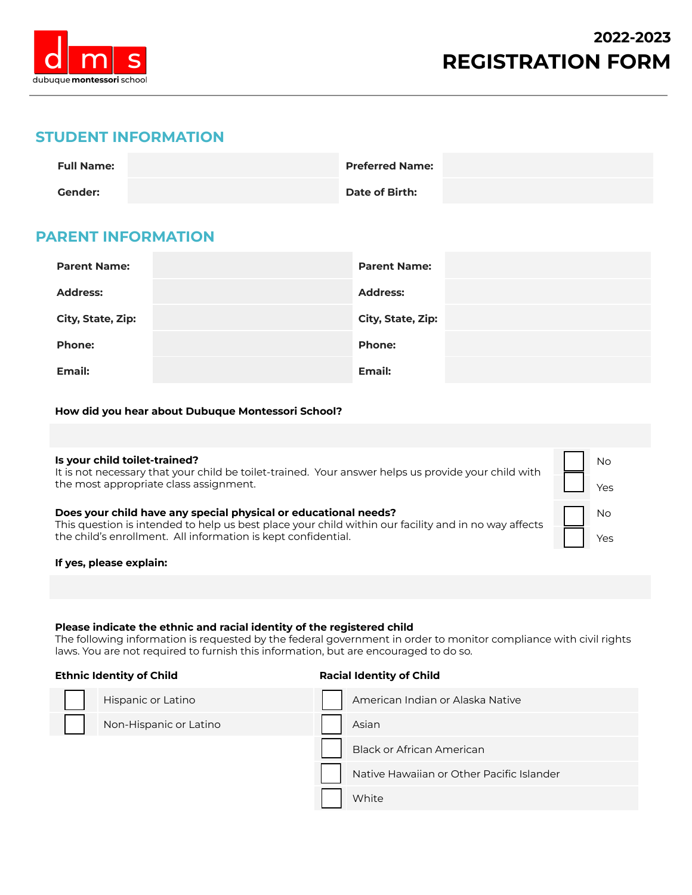dubuque montessori school

# 2022-2023 REGISTRATION FORM

## STUDENT INFORMATION

| | | | |
|---|---|---|---|
| **Full Name:** | | **Preferred Name:** | |
| **Gender:** | | **Date of Birth:** | |

## PARENT INFORMATION

| | | | |
|---|---|---|---|
| **Parent Name:** | | **Parent Name:** | |
| **Address:** | | **Address:** | |
| **City, State, Zip:** | | **City, State, Zip:** | |
| **Phone:** | | **Phone:** | |
| **Email:** | | **Email:** | |

**How did you hear about Dubuque Montessori School?**

**Is your child toilet-trained?**
It is not necessary that your child be toilet-trained. Your answer helps us provide your child with the most appropriate class assignment.

☐ No
☐ Yes

**Does your child have any special physical or educational needs?**
This question is intended to help us best place your child within our facility and in no way affects the child's enrollment. All information is kept confidential.

☐ No
☐ Yes

**If yes, please explain:**

**Please indicate the ethnic and racial identity of the registered child**
The following information is requested by the federal government in order to monitor compliance with civil rights laws. You are not required to furnish this information, but are encouraged to do so.

**Ethnic Identity of Child**

☐ Hispanic or Latino
☐ Non-Hispanic or Latino

**Racial Identity of Child**

☐ American Indian or Alaska Native
☐ Asian
☐ Black or African American
☐ Native Hawaiian or Other Pacific Islander
☐ White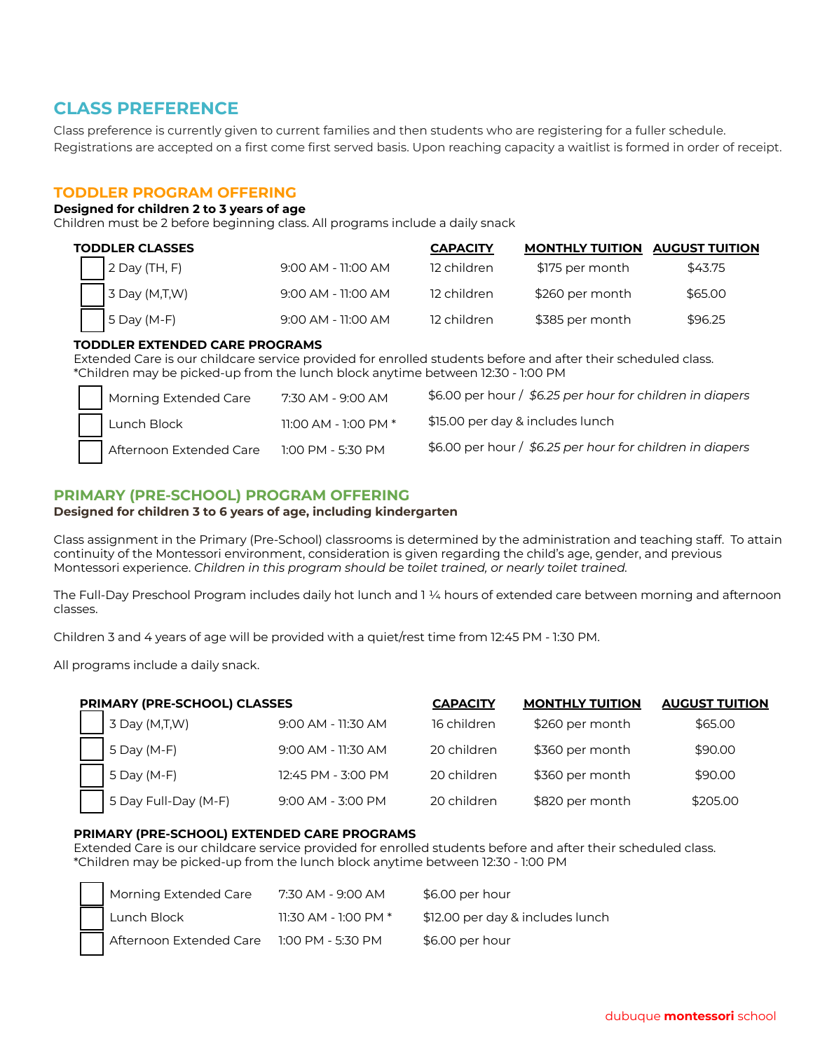## CLASS PREFERENCE

Class preference is currently given to current families and then students who are registering for a fuller schedule. Registrations are accepted on a first come first served basis. Upon reaching capacity a waitlist is formed in order of receipt.

## TODDLER PROGRAM OFFERING

**Designed for children 2 to 3 years of age**

Children must be 2 before beginning class. All programs include a daily snack

| TODDLER CLASSES | | CAPACITY | MONTHLY TUITION | AUGUST TUITION |
|---|---|---|---|---|
| ☐ 2 Day (TH, F) | 9:00 AM - 11:00 AM | 12 children | $175 per month | $43.75 |
| ☐ 3 Day (M,T,W) | 9:00 AM - 11:00 AM | 12 children | $260 per month | $65.00 |
| ☐ 5 Day (M-F) | 9:00 AM - 11:00 AM | 12 children | $385 per month | $96.25 |

### TODDLER EXTENDED CARE PROGRAMS

Extended Care is our childcare service provided for enrolled students before and after their scheduled class.
*Children may be picked-up from the lunch block anytime between 12:30 - 1:00 PM

| | | |
|---|---|---|
| ☐ Morning Extended Care | 7:30 AM - 9:00 AM | $6.00 per hour / *$6.25 per hour for children in diapers* |
| ☐ Lunch Block | 11:00 AM - 1:00 PM * | $15.00 per day & includes lunch |
| ☐ Afternoon Extended Care | 1:00 PM - 5:30 PM | $6.00 per hour / *$6.25 per hour for children in diapers* |

## PRIMARY (PRE-SCHOOL) PROGRAM OFFERING

**Designed for children 3 to 6 years of age, including kindergarten**

Class assignment in the Primary (Pre-School) classrooms is determined by the administration and teaching staff. To attain continuity of the Montessori environment, consideration is given regarding the child's age, gender, and previous Montessori experience. *Children in this program should be toilet trained, or nearly toilet trained.*

The Full-Day Preschool Program includes daily hot lunch and 1 ¼ hours of extended care between morning and afternoon classes.

Children 3 and 4 years of age will be provided with a quiet/rest time from 12:45 PM - 1:30 PM.

All programs include a daily snack.

| PRIMARY (PRE-SCHOOL) CLASSES | | CAPACITY | MONTHLY TUITION | AUGUST TUITION |
|---|---|---|---|---|
| ☐ 3 Day (M,T,W) | 9:00 AM - 11:30 AM | 16 children | $260 per month | $65.00 |
| ☐ 5 Day (M-F) | 9:00 AM - 11:30 AM | 20 children | $360 per month | $90.00 |
| ☐ 5 Day (M-F) | 12:45 PM - 3:00 PM | 20 children | $360 per month | $90.00 |
| ☐ 5 Day Full-Day (M-F) | 9:00 AM - 3:00 PM | 20 children | $820 per month | $205.00 |

### PRIMARY (PRE-SCHOOL) EXTENDED CARE PROGRAMS

Extended Care is our childcare service provided for enrolled students before and after their scheduled class.
*Children may be picked-up from the lunch block anytime between 12:30 - 1:00 PM

| | | |
|---|---|---|
| ☐ Morning Extended Care | 7:30 AM - 9:00 AM | $6.00 per hour |
| ☐ Lunch Block | 11:30 AM - 1:00 PM * | $12.00 per day & includes lunch |
| ☐ Afternoon Extended Care | 1:00 PM - 5:30 PM | $6.00 per hour |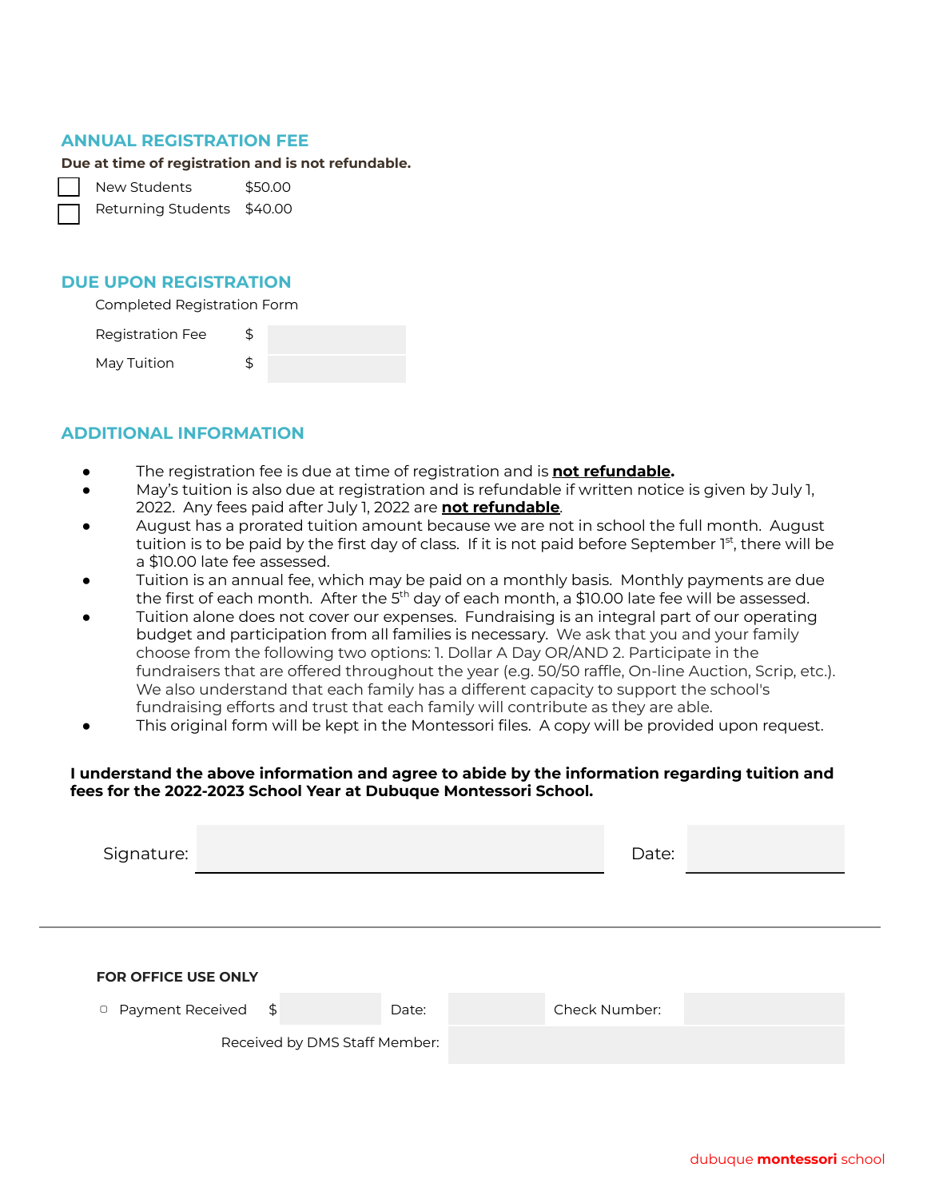## ANNUAL REGISTRATION FEE

**Due at time of registration and is not refundable.**

- [ ] New Students $50.00
- [ ] Returning Students $40.00

## DUE UPON REGISTRATION

Completed Registration Form

| | | |
|---|---|---|
| Registration Fee | $ | |
| May Tuition | $ | |

## ADDITIONAL INFORMATION

- The registration fee is due at time of registration and is **not refundable.**
- May's tuition is also due at registration and is refundable if written notice is given by July 1, 2022. Any fees paid after July 1, 2022 are **not refundable**.
- August has a prorated tuition amount because we are not in school the full month. August tuition is to be paid by the first day of class. If it is not paid before September 1st, there will be a $10.00 late fee assessed.
- Tuition is an annual fee, which may be paid on a monthly basis. Monthly payments are due the first of each month. After the 5th day of each month, a $10.00 late fee will be assessed.
- Tuition alone does not cover our expenses. Fundraising is an integral part of our operating budget and participation from all families is necessary. We ask that you and your family choose from the following two options: 1. Dollar A Day OR/AND 2. Participate in the fundraisers that are offered throughout the year (e.g. 50/50 raffle, On-line Auction, Scrip, etc.). We also understand that each family has a different capacity to support the school's fundraising efforts and trust that each family will contribute as they are able.
- This original form will be kept in the Montessori files. A copy will be provided upon request.

**I understand the above information and agree to abide by the information regarding tuition and fees for the 2022-2023 School Year at Dubuque Montessori School.**

Signature: ______________________ Date: __________

---

**FOR OFFICE USE ONLY**

- [ ] Payment Received $ ______ Date: ______ Check Number: ______

Received by DMS Staff Member: ______________________

dubuque **montessori** school